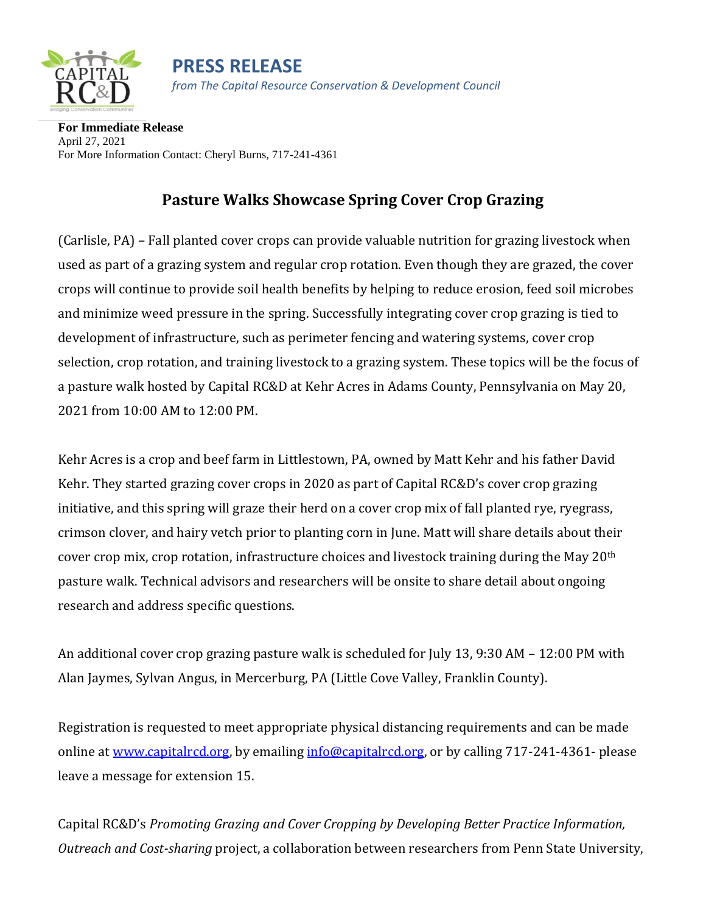# PRESS RELEASE

*from The Capital Resource Conservation & Development Council*

**For Immediate Release**
April 27, 2021
For More Information Contact: Cheryl Burns, 717-241-4361

## Pasture Walks Showcase Spring Cover Crop Grazing

(Carlisle, PA) – Fall planted cover crops can provide valuable nutrition for grazing livestock when used as part of a grazing system and regular crop rotation. Even though they are grazed, the cover crops will continue to provide soil health benefits by helping to reduce erosion, feed soil microbes and minimize weed pressure in the spring. Successfully integrating cover crop grazing is tied to development of infrastructure, such as perimeter fencing and watering systems, cover crop selection, crop rotation, and training livestock to a grazing system. These topics will be the focus of a pasture walk hosted by Capital RC&D at Kehr Acres in Adams County, Pennsylvania on May 20, 2021 from 10:00 AM to 12:00 PM.

Kehr Acres is a crop and beef farm in Littlestown, PA, owned by Matt Kehr and his father David Kehr. They started grazing cover crops in 2020 as part of Capital RC&D's cover crop grazing initiative, and this spring will graze their herd on a cover crop mix of fall planted rye, ryegrass, crimson clover, and hairy vetch prior to planting corn in June. Matt will share details about their cover crop mix, crop rotation, infrastructure choices and livestock training during the May 20th pasture walk. Technical advisors and researchers will be onsite to share detail about ongoing research and address specific questions.

An additional cover crop grazing pasture walk is scheduled for July 13, 9:30 AM – 12:00 PM with Alan Jaymes, Sylvan Angus, in Mercerburg, PA (Little Cove Valley, Franklin County).

Registration is requested to meet appropriate physical distancing requirements and can be made online at [www.capitalrcd.org](http://www.capitalrcd.org), by emailing [info@capitalrcd.org](mailto:info@capitalrcd.org), or by calling 717-241-4361- please leave a message for extension 15.

Capital RC&D's *Promoting Grazing and Cover Cropping by Developing Better Practice Information, Outreach and Cost-sharing* project, a collaboration between researchers from Penn State University,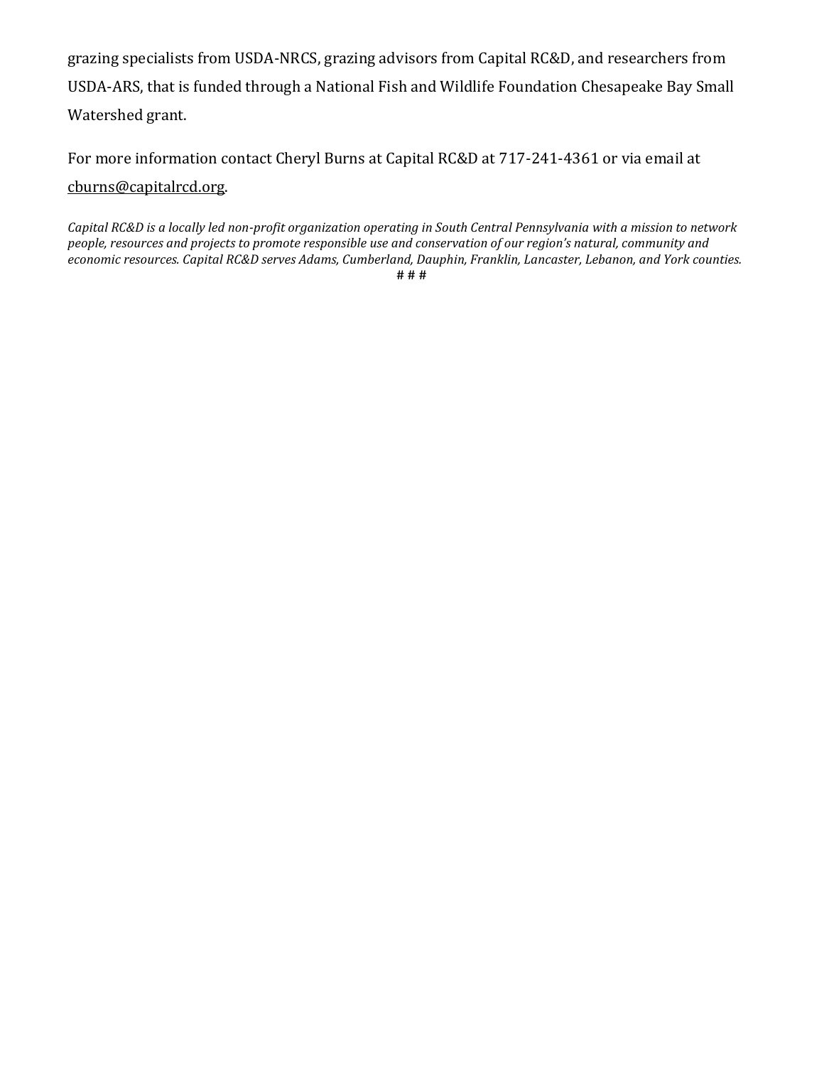grazing specialists from USDA-NRCS, grazing advisors from Capital RC&D, and researchers from USDA-ARS, that is funded through a National Fish and Wildlife Foundation Chesapeake Bay Small Watershed grant.

For more information contact Cheryl Burns at Capital RC&D at 717-241-4361 or via email at cburns@capitalrcd.org.

*Capital RC&D is a locally led non-profit organization operating in South Central Pennsylvania with a mission to network people, resources and projects to promote responsible use and conservation of our region's natural, community and economic resources. Capital RC&D serves Adams, Cumberland, Dauphin, Franklin, Lancaster, Lebanon, and York counties.*

# # #